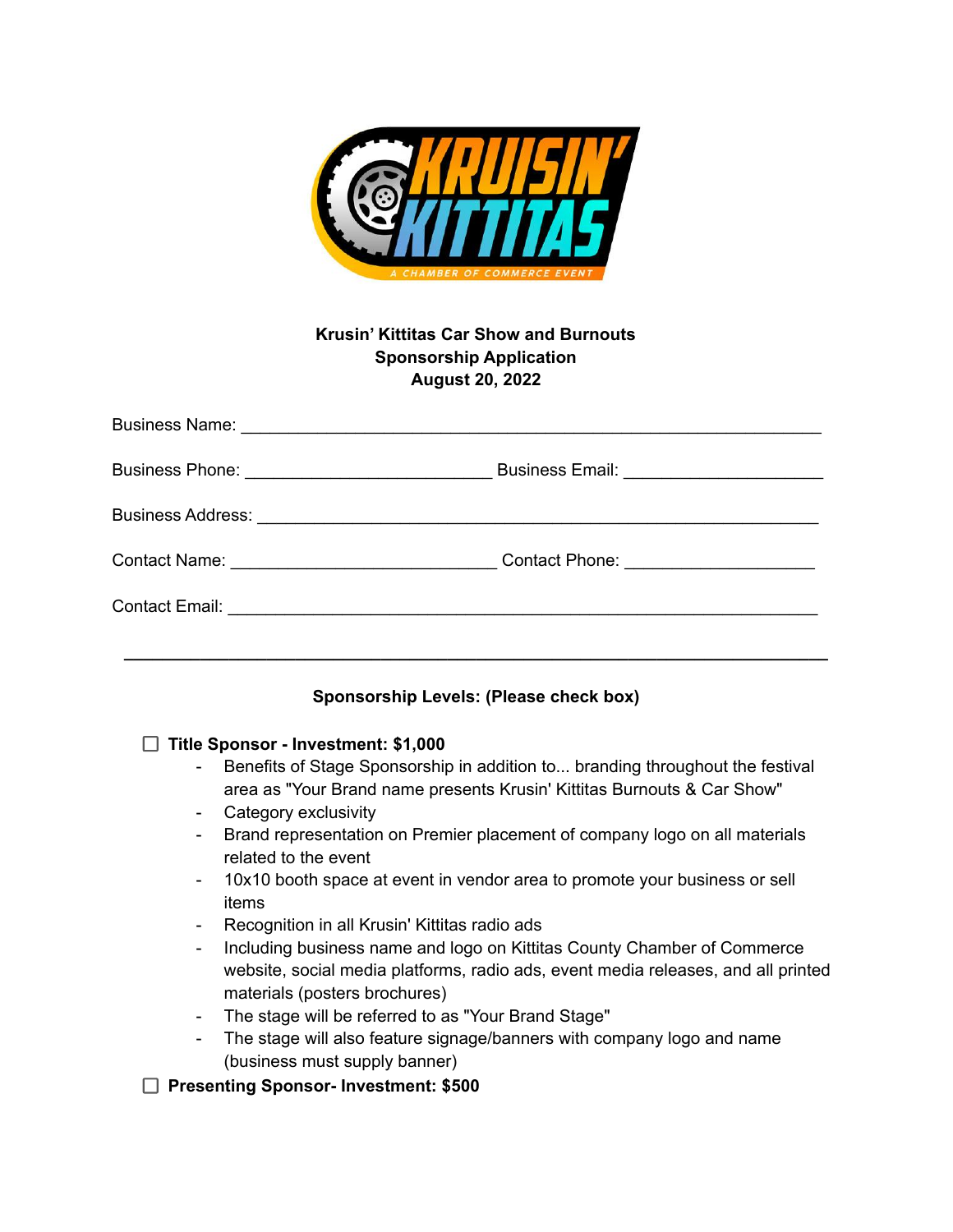**Krusin' Kittitas Car Show and Burnouts**
**Sponsorship Application**
**August 20, 2022**

Business Name: ____________________________________________________________

Business Phone: __________________________ Business Email: _____________________

Business Address: ___________________________________________________________

Contact Name: ____________________________ Contact Phone: ___________________

Contact Email: ______________________________________________________________

---

**Sponsorship Levels: (Please check box)**

☐ **Title Sponsor - Investment: $1,000**

- Benefits of Stage Sponsorship in addition to... branding throughout the festival area as "Your Brand name presents Krusin' Kittitas Burnouts & Car Show"
- Category exclusivity
- Brand representation on Premier placement of company logo on all materials related to the event
- 10x10 booth space at event in vendor area to promote your business or sell items
- Recognition in all Krusin' Kittitas radio ads
- Including business name and logo on Kittitas County Chamber of Commerce website, social media platforms, radio ads, event media releases, and all printed materials (posters brochures)
- The stage will be referred to as "Your Brand Stage"
- The stage will also feature signage/banners with company logo and name (business must supply banner)

☐ **Presenting Sponsor- Investment: $500**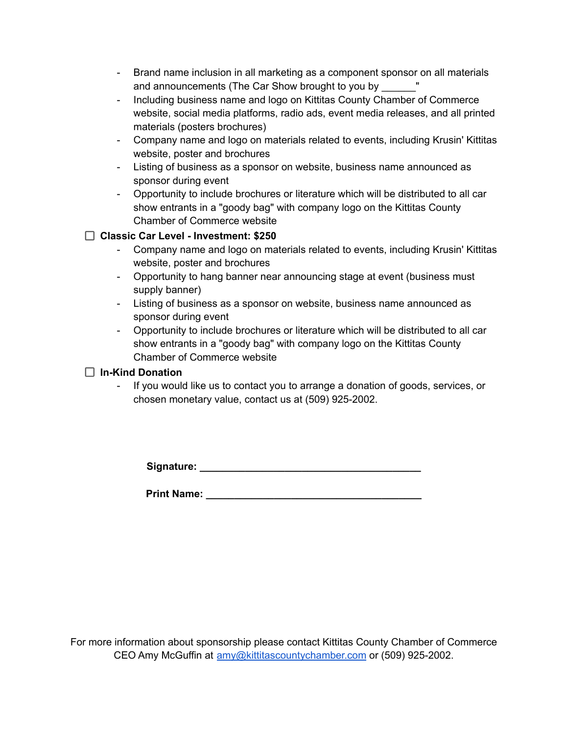- Brand name inclusion in all marketing as a component sponsor on all materials and announcements (The Car Show brought to you by ______"
- Including business name and logo on Kittitas County Chamber of Commerce website, social media platforms, radio ads, event media releases, and all printed materials (posters brochures)
- Company name and logo on materials related to events, including Krusin' Kittitas website, poster and brochures
- Listing of business as a sponsor on website, business name announced as sponsor during event
- Opportunity to include brochures or literature which will be distributed to all car show entrants in a "goody bag" with company logo on the Kittitas County Chamber of Commerce website

☐ **Classic Car Level - Investment: $250**

- Company name and logo on materials related to events, including Krusin' Kittitas website, poster and brochures
- Opportunity to hang banner near announcing stage at event (business must supply banner)
- Listing of business as a sponsor on website, business name announced as sponsor during event
- Opportunity to include brochures or literature which will be distributed to all car show entrants in a "goody bag" with company logo on the Kittitas County Chamber of Commerce website

☐ **In-Kind Donation**

- If you would like us to contact you to arrange a donation of goods, services, or chosen monetary value, contact us at (509) 925-2002.

**Signature:** ________________________________________

**Print Name:** ______________________________________

For more information about sponsorship please contact Kittitas County Chamber of Commerce CEO Amy McGuffin at amy@kittitascountychamber.com or (509) 925-2002.